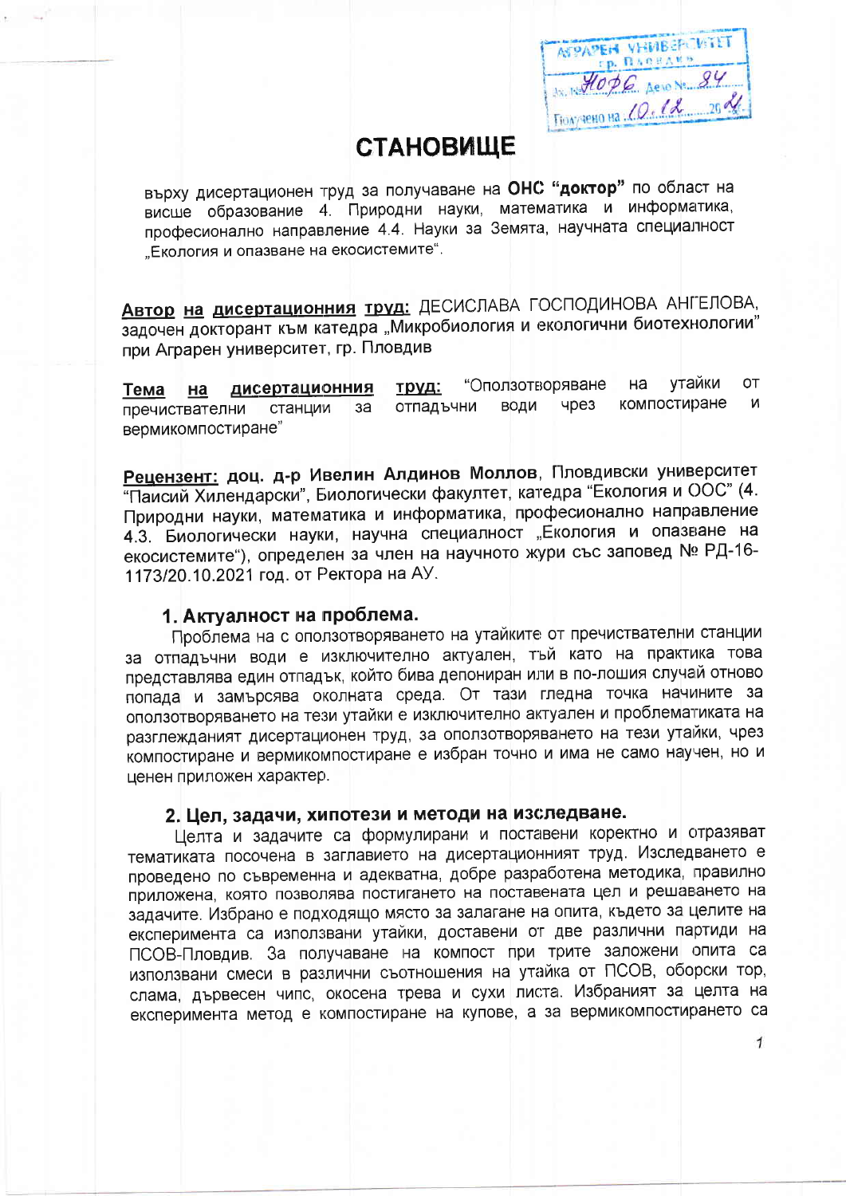# СТАНОВИЩЕ

върху дисертационен труд за получаване на **ОНС "доктор"** по област на висше образование 4. Природни науки, математика и информатика, професионално направление 4.4. Науки за Земята, научната специалност „Екология и опазване на екосистемите".

**Автор на дисертационния труд:** ДЕСИСЛАВА ГОСПОДИНОВА АНГЕЛОВА, задочен докторант към катедра „Микробиология и екологични биотехнологии" при Аграрен университет, гр. Пловдив

**Тема на дисертационния труд:** "Оползотворяване на утайки от пречиствателни станции за отпадъчни води чрез компостиране и вермикомпостиране"

**Рецензент:** **доц. д-р Ивелин Алдинов Моллов**, Пловдивски университет "Паисий Хилендарски", Биологически факултет, катедра "Екология и ООС" (4. Природни науки, математика и информатика, професионално направление 4.3. Биологически науки, научна специалност „Екология и опазване на екосистемите"), определен за член на научното жури със заповед № РД-16-1173/20.10.2021 год. от Ректора на АУ.

## 1. Актуалност на проблема.

Проблема на с оползотворяването на утайките от пречиствателни станции за отпадъчни води е изключително актуален, тъй като на практика това представлява един отпадък, който бива депониран или в по-лошия случай отново попада и замърсява околната среда. От тази гледна точка начините за оползотворяването на тези утайки е изключително актуален и проблематиката на разглежданият дисертационен труд, за оползотворяването на тези утайки, чрез компостиране и вермикомпостиране е избран точно и има не само научен, но и ценен приложен характер.

## 2. Цел, задачи, хипотези и методи на изследване.

Целта и задачите са формулирани и поставени коректно и отразяват тематиката посочена в заглавието на дисертационният труд. Изследването е проведено по съвременна и адекватна, добре разработена методика, правилно приложена, която позволява постигането на поставената цел и решаването на задачите. Избрано е подходящо място за залагане на опита, където за целите на експеримента са използвани утайки, доставени от две различни партиди на ПСОВ-Пловдив. За получаване на компост при трите заложени опита са използвани смеси в различни съотношения на утайка от ПСОВ, оборски тор, слама, дървесен чипс, окосена трева и сухи листа. Избраният за целта на експеримента метод е компостиране на купове, а за вермикомпостирането са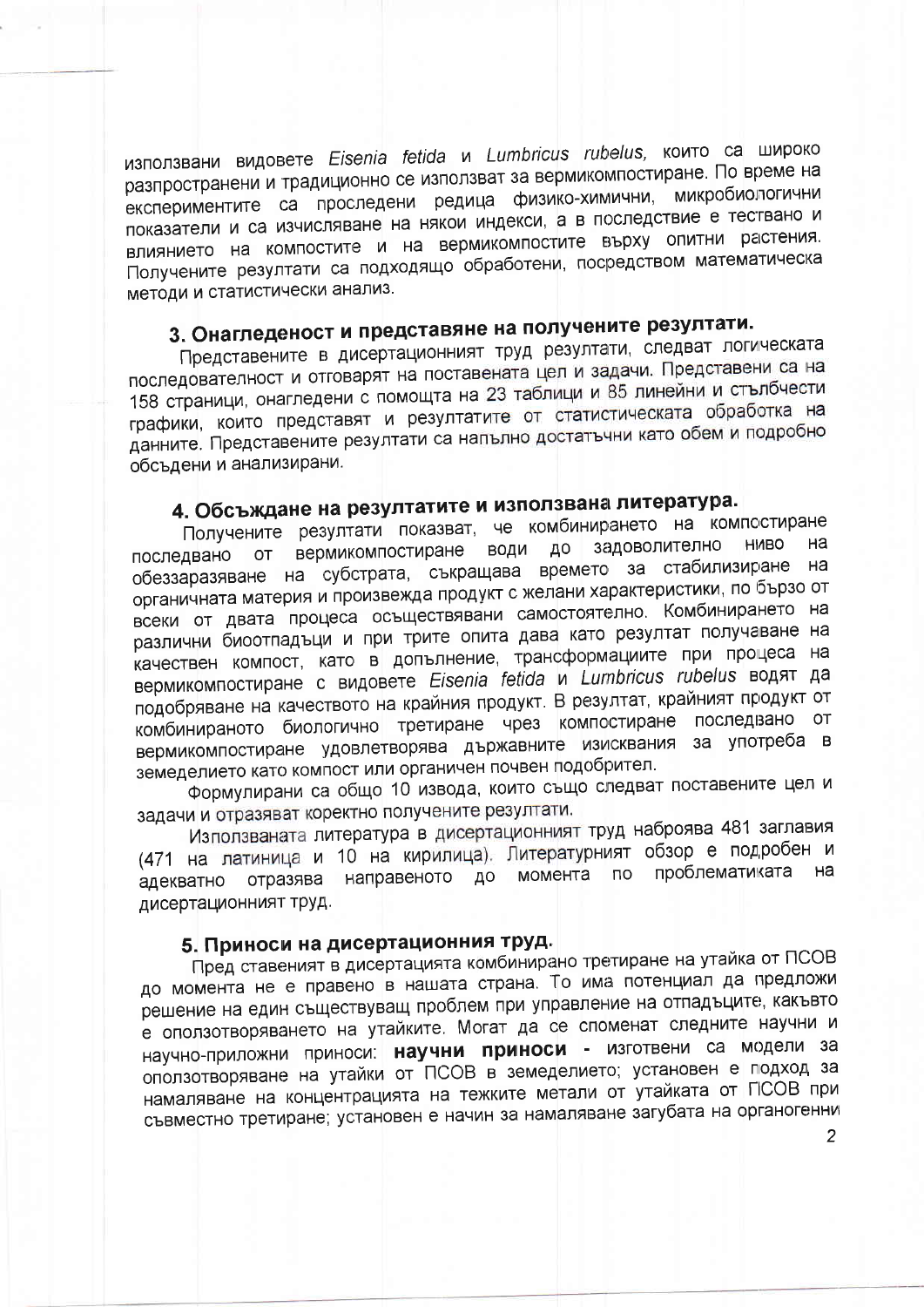използвани видовете *Eisenia fetida* и *Lumbricus rubelus,* които са широко разпространени и традиционно се използват за вермикомпостиране. По време на експериментите са проследени редица физико-химични, микробиологични показатели и са изчисляване на някои индекси, а в последствие е тествано и влиянието на компостите и на вермикомпостите върху опитни растения. Получените резултати са подходящо обработени, посредством математическа методи и статистически анализ.

## 3. Онагледеност и представяне на получените резултати.

Представените в дисертационният труд резултати, следват логическата последователност и отговарят на поставената цел и задачи. Представени са на 158 страници, онагледени с помощта на 23 таблици и 85 линейни и стълбчести графики, които представят и резултатите от статистическата обработка на данните. Представените резултати са напълно достатъчни като обем и подробно обсъдени и анализирани.

## 4. Обсъждане на резултатите и използвана литература.

Получените резултати показват, че комбинирането на компостиране последвано от вермикомпостиране води до задоволително ниво на обеззаразяване на субстрата, съкращава времето за стабилизиране на органичната материя и произвежда продукт с желани характеристики, по бързо от всеки от двата процеса осъществявани самостоятелно. Комбинирането на различни биоотпадъци и при трите опита дава като резултат получаване на качествен компост, като в допълнение, трансформациите при процеса на вермикомпостиране с видовете *Eisenia fetida* и *Lumbricus rubelus* водят да подобряване на качеството на крайния продукт. В резултат, крайният продукт от комбинираното биологично третиране чрез компостиране последвано от вермикомпостиране удовлетворява държавните изисквания за употреба в земеделието като компост или органичен почвен подобрител.

Формулирани са общо 10 извода, които също следват поставените цел и задачи и отразяват коректно получените резултати.

Използваната литература в дисертационният труд наброява 481 заглавия (471 на латиница и 10 на кирилица). Литературният обзор е подробен и адекватно отразява направеното до момента по проблематиката на дисертационният труд.

## 5. Приноси на дисертационния труд.

Пред ставеният в дисертацията комбинирано третиране на утайка от ПСОВ до момента не е правено в нашата страна. То има потенциал да предложи решение на един съществуващ проблем при управление на отпадъците, какъвто е оползотворяването на утайките. Могат да се споменат следните научни и научно-приложни приноси: **научни приноси** - изготвени са модели за оползотворяване на утайки от ПСОВ в земеделието; установен е подход за намаляване на концентрацията на тежките метали от утайката от ПСОВ при съвместно третиране; установен е начин за намаляване загубата на органогенни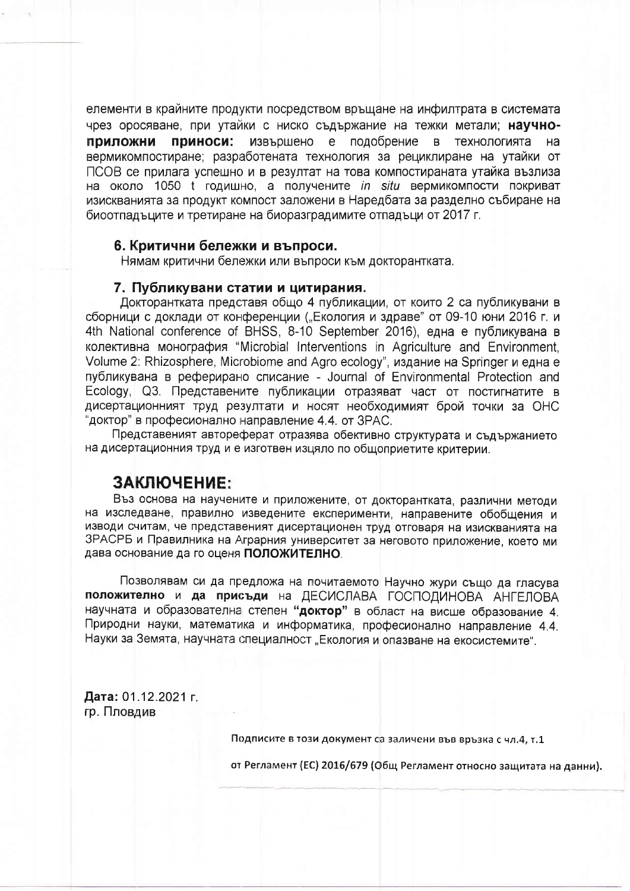елементи в крайните продукти посредством връщане на инфилтрата в системата чрез оросяване, при утайки с ниско съдържание на тежки метали; **научно-приложни приноси:** извършено е подобрение в технологията на вермикомпостиране; разработената технология за рециклиране на утайки от ПСОВ се прилага успешно и в резултат на това компостираната утайка възлиза на около 1050 t годишно, а получените *in situ* вермикомпости покриват изискванията за продукт компост заложени в Наредбата за разделно събиране на биоотпадъците и третиране на биоразградимите отпадъци от 2017 г.

### 6. Критични бележки и въпроси.

Нямам критични бележки или въпроси към докторантката.

### 7. Публикувани статии и цитирания.

Докторантката представя общо 4 публикации, от които 2 са публикувани в сборници с доклади от конференции („Екология и здраве" от 09-10 юни 2016 г. и 4th National conference of BHSS, 8-10 September 2016), една е публикувана в колективна монография "Microbial Interventions in Agriculture and Environment, Volume 2: Rhizosphere, Microbiome and Agro ecology", издание на Springer и една е публикувана в реферирано списание - Journal of Environmental Protection and Ecology, Q3. Представените публикации отразяват част от постигнатите в дисертационният труд резултати и носят необходимият брой точки за ОНС "доктор" в професионално направление 4.4. от ЗРАС.

Представеният автореферат отразява обективно структурата и съдържанието на дисертационния труд и е изготвен изцяло по общоприетите критерии.

## ЗАКЛЮЧЕНИЕ:

Въз основа на научените и приложените, от докторантката, различни методи на изследване, правилно изведените експерименти, направените обобщения и изводи считам, че представеният дисертационен труд отговаря на изискванията на ЗРАСРБ и Правилника на Аграрния университет за неговото приложение, което ми дава основание да го оценя **ПОЛОЖИТЕЛНО**.

Позволявам си да предложа на почитаемото Научно жури също да гласува **положително** и **да присъди** на ДЕСИСЛАВА ГОСПОДИНОВА АНГЕЛОВА научната и образователна степен **"доктор"** в област на висше образование 4. Природни науки, математика и информатика, професионално направление 4.4. Науки за Земята, научната специалност „Екология и опазване на екосистемите".

**Дата:** 01.12.2021 г.
гр. Пловдив

Подписите в този документ са заличени във връзка с чл.4, т.1 от Регламент (ЕС) 2016/679 (Общ Регламент относно защитата на данни).